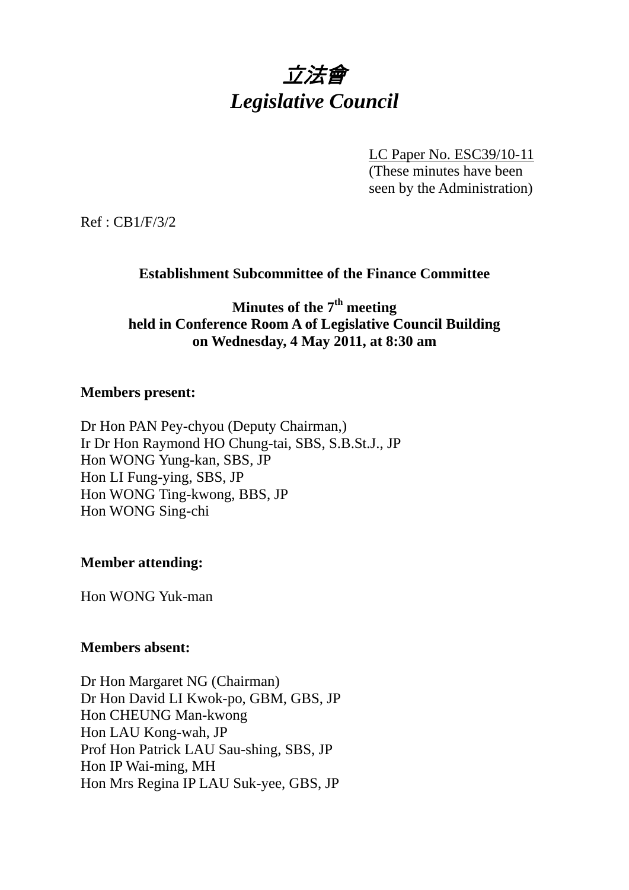# *立法會*
# *Legislative Council*

LC Paper No. ESC39/10-11
(These minutes have been seen by the Administration)

Ref : CB1/F/3/2

**Establishment Subcommittee of the Finance Committee**

**Minutes of the 7th meeting held in Conference Room A of Legislative Council Building on Wednesday, 4 May 2011, at 8:30 am**

**Members present:**

Dr Hon PAN Pey-chyou (Deputy Chairman,)
Ir Dr Hon Raymond HO Chung-tai, SBS, S.B.St.J., JP
Hon WONG Yung-kan, SBS, JP
Hon LI Fung-ying, SBS, JP
Hon WONG Ting-kwong, BBS, JP
Hon WONG Sing-chi

**Member attending:**

Hon WONG Yuk-man

**Members absent:**

Dr Hon Margaret NG (Chairman)
Dr Hon David LI Kwok-po, GBM, GBS, JP
Hon CHEUNG Man-kwong
Hon LAU Kong-wah, JP
Prof Hon Patrick LAU Sau-shing, SBS, JP
Hon IP Wai-ming, MH
Hon Mrs Regina IP LAU Suk-yee, GBS, JP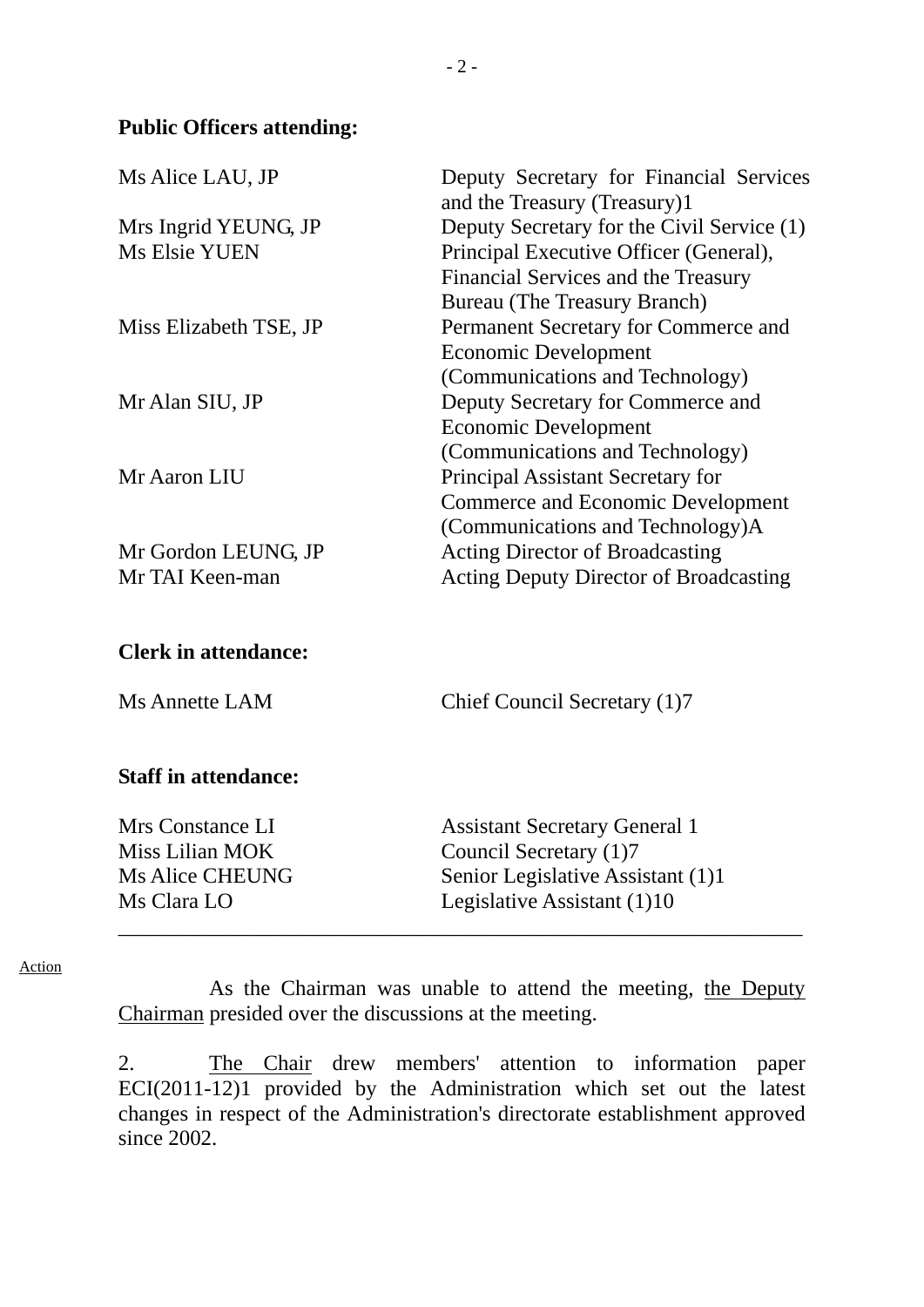**Public Officers attending:**

| | |
|---|---|
| Ms Alice LAU, JP | Deputy Secretary for Financial Services and the Treasury (Treasury)1 |
| Mrs Ingrid YEUNG, JP | Deputy Secretary for the Civil Service (1) |
| Ms Elsie YUEN | Principal Executive Officer (General), Financial Services and the Treasury Bureau (The Treasury Branch) |
| Miss Elizabeth TSE, JP | Permanent Secretary for Commerce and Economic Development (Communications and Technology) |
| Mr Alan SIU, JP | Deputy Secretary for Commerce and Economic Development (Communications and Technology) |
| Mr Aaron LIU | Principal Assistant Secretary for Commerce and Economic Development (Communications and Technology)A |
| Mr Gordon LEUNG, JP | Acting Director of Broadcasting |
| Mr TAI Keen-man | Acting Deputy Director of Broadcasting |

**Clerk in attendance:**

| | |
|---|---|
| Ms Annette LAM | Chief Council Secretary (1)7 |

**Staff in attendance:**

| | |
|---|---|
| Mrs Constance LI | Assistant Secretary General 1 |
| Miss Lilian MOK | Council Secretary (1)7 |
| Ms Alice CHEUNG | Senior Legislative Assistant (1)1 |
| Ms Clara LO | Legislative Assistant (1)10 |

---

Action

As the Chairman was unable to attend the meeting, the Deputy Chairman presided over the discussions at the meeting.

2. The Chair drew members' attention to information paper ECI(2011-12)1 provided by the Administration which set out the latest changes in respect of the Administration's directorate establishment approved since 2002.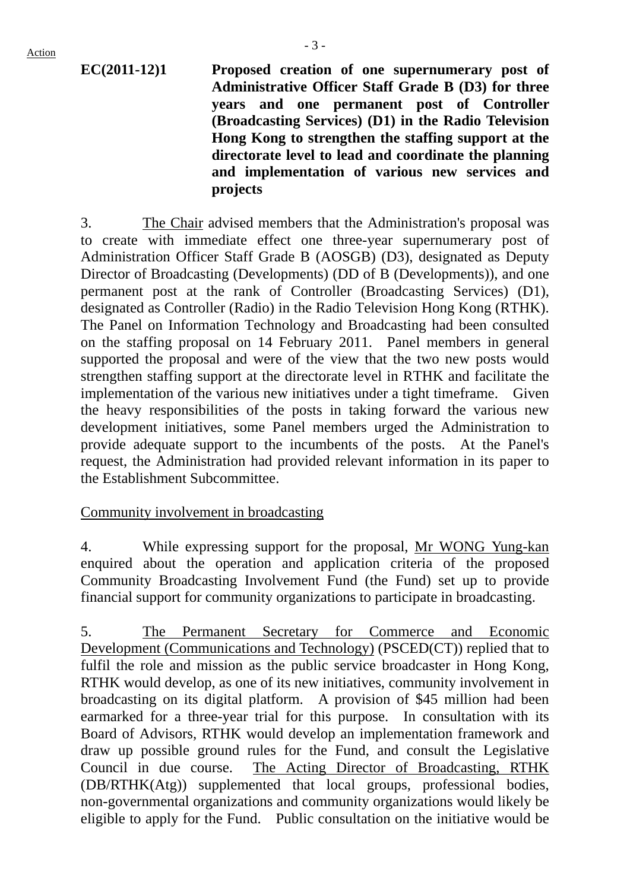**EC(2011-12)1** **Proposed creation of one supernumerary post of Administrative Officer Staff Grade B (D3) for three years and one permanent post of Controller (Broadcasting Services) (D1) in the Radio Television Hong Kong to strengthen the staffing support at the directorate level to lead and coordinate the planning and implementation of various new services and projects**

3. The Chair advised members that the Administration's proposal was to create with immediate effect one three-year supernumerary post of Administration Officer Staff Grade B (AOSGB) (D3), designated as Deputy Director of Broadcasting (Developments) (DD of B (Developments)), and one permanent post at the rank of Controller (Broadcasting Services) (D1), designated as Controller (Radio) in the Radio Television Hong Kong (RTHK). The Panel on Information Technology and Broadcasting had been consulted on the staffing proposal on 14 February 2011. Panel members in general supported the proposal and were of the view that the two new posts would strengthen staffing support at the directorate level in RTHK and facilitate the implementation of the various new initiatives under a tight timeframe. Given the heavy responsibilities of the posts in taking forward the various new development initiatives, some Panel members urged the Administration to provide adequate support to the incumbents of the posts. At the Panel's request, the Administration had provided relevant information in its paper to the Establishment Subcommittee.

Community involvement in broadcasting

4. While expressing support for the proposal, Mr WONG Yung-kan enquired about the operation and application criteria of the proposed Community Broadcasting Involvement Fund (the Fund) set up to provide financial support for community organizations to participate in broadcasting.

5. The Permanent Secretary for Commerce and Economic Development (Communications and Technology) (PSCED(CT)) replied that to fulfil the role and mission as the public service broadcaster in Hong Kong, RTHK would develop, as one of its new initiatives, community involvement in broadcasting on its digital platform. A provision of $45 million had been earmarked for a three-year trial for this purpose. In consultation with its Board of Advisors, RTHK would develop an implementation framework and draw up possible ground rules for the Fund, and consult the Legislative Council in due course. The Acting Director of Broadcasting, RTHK (DB/RTHK(Atg)) supplemented that local groups, professional bodies, non-governmental organizations and community organizations would likely be eligible to apply for the Fund. Public consultation on the initiative would be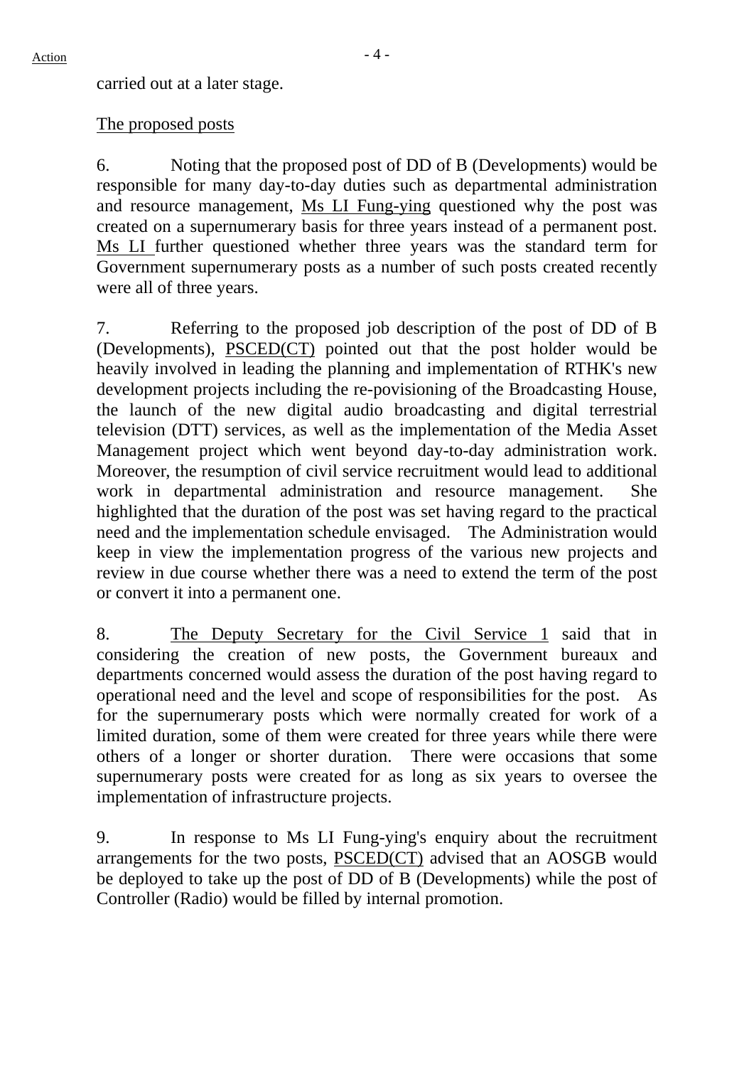carried out at a later stage.

The proposed posts

6. Noting that the proposed post of DD of B (Developments) would be responsible for many day-to-day duties such as departmental administration and resource management, Ms LI Fung-ying questioned why the post was created on a supernumerary basis for three years instead of a permanent post. Ms LI further questioned whether three years was the standard term for Government supernumerary posts as a number of such posts created recently were all of three years.

7. Referring to the proposed job description of the post of DD of B (Developments), PSCED(CT) pointed out that the post holder would be heavily involved in leading the planning and implementation of RTHK's new development projects including the re-povisioning of the Broadcasting House, the launch of the new digital audio broadcasting and digital terrestrial television (DTT) services, as well as the implementation of the Media Asset Management project which went beyond day-to-day administration work. Moreover, the resumption of civil service recruitment would lead to additional work in departmental administration and resource management. She highlighted that the duration of the post was set having regard to the practical need and the implementation schedule envisaged. The Administration would keep in view the implementation progress of the various new projects and review in due course whether there was a need to extend the term of the post or convert it into a permanent one.

8. The Deputy Secretary for the Civil Service 1 said that in considering the creation of new posts, the Government bureaux and departments concerned would assess the duration of the post having regard to operational need and the level and scope of responsibilities for the post. As for the supernumerary posts which were normally created for work of a limited duration, some of them were created for three years while there were others of a longer or shorter duration. There were occasions that some supernumerary posts were created for as long as six years to oversee the implementation of infrastructure projects.

9. In response to Ms LI Fung-ying's enquiry about the recruitment arrangements for the two posts, PSCED(CT) advised that an AOSGB would be deployed to take up the post of DD of B (Developments) while the post of Controller (Radio) would be filled by internal promotion.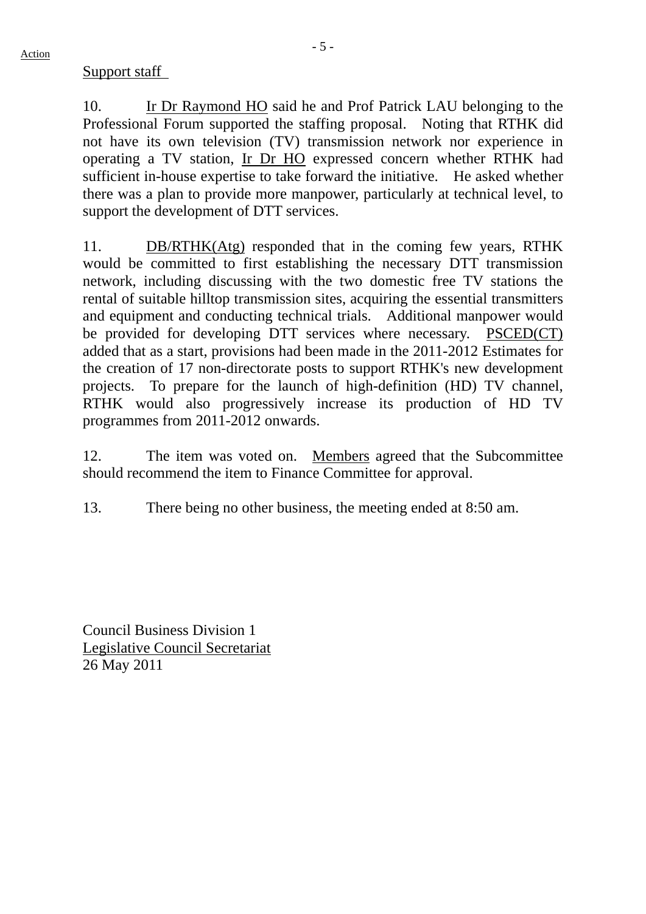Action

Support staff

10. Ir Dr Raymond HO said he and Prof Patrick LAU belonging to the Professional Forum supported the staffing proposal. Noting that RTHK did not have its own television (TV) transmission network nor experience in operating a TV station, Ir Dr HO expressed concern whether RTHK had sufficient in-house expertise to take forward the initiative. He asked whether there was a plan to provide more manpower, particularly at technical level, to support the development of DTT services.

11. DB/RTHK(Atg) responded that in the coming few years, RTHK would be committed to first establishing the necessary DTT transmission network, including discussing with the two domestic free TV stations the rental of suitable hilltop transmission sites, acquiring the essential transmitters and equipment and conducting technical trials. Additional manpower would be provided for developing DTT services where necessary. PSCED(CT) added that as a start, provisions had been made in the 2011-2012 Estimates for the creation of 17 non-directorate posts to support RTHK's new development projects. To prepare for the launch of high-definition (HD) TV channel, RTHK would also progressively increase its production of HD TV programmes from 2011-2012 onwards.

12. The item was voted on. Members agreed that the Subcommittee should recommend the item to Finance Committee for approval.

13. There being no other business, the meeting ended at 8:50 am.

Council Business Division 1
Legislative Council Secretariat
26 May 2011